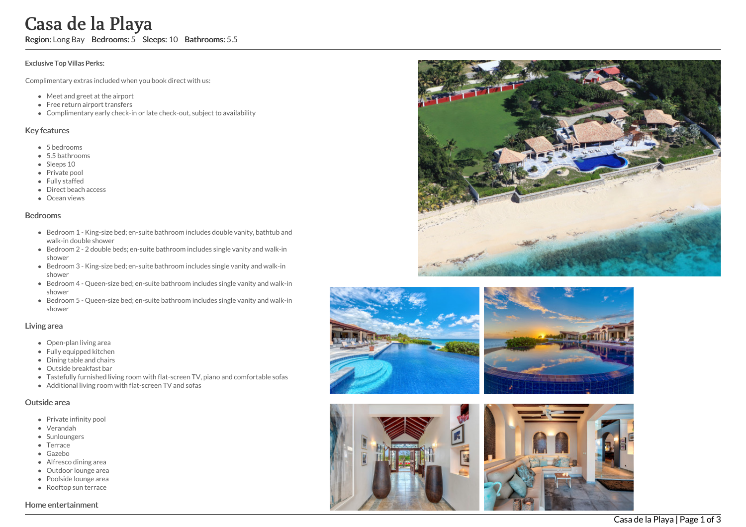# Casa de la Playa

**Region:** Long Bay **Bedrooms:** 5 **Sleeps:** 10 **Bathrooms:** 5.5

**Exclusive Top Villas Perks:**

Complimentary extras included when you book direct with us:

- Meet and greet at the airport
- Free return airport transfers
- Complimentary early check-in or late check-out, subject to availability

## Key features

- 5 bedrooms
- 5.5 bathrooms
- Sleeps 10
- Private pool
- Fully staffed
- Direct beach access
- Ocean views

## Bedrooms

- Bedroom 1 - King-size bed; en-suite bathroom includes double vanity, bathtub and walk-in double shower
- Bedroom 2 - 2 double beds; en-suite bathroom includes single vanity and walk-in shower
- Bedroom 3 - King-size bed; en-suite bathroom includes single vanity and walk-in shower
- Bedroom 4 - Queen-size bed; en-suite bathroom includes single vanity and walk-in shower
- Bedroom 5 - Queen-size bed; en-suite bathroom includes single vanity and walk-in shower

## Living area

- Open-plan living area
- Fully equipped kitchen
- Dining table and chairs
- Outside breakfast bar
- Tastefully furnished living room with flat-screen TV, piano and comfortable sofas
- Additional living room with flat-screen TV and sofas

## Outside area

- Private infinity pool
- Verandah
- Sunloungers
- Terrace
- Gazebo
- Alfresco dining area
- Outdoor lounge area
- Poolside lounge area
- Rooftop sun terrace

## Home entertainment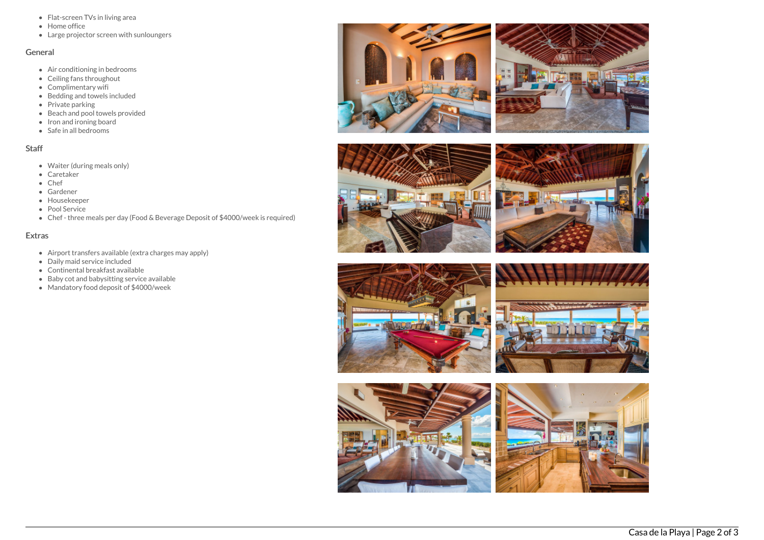- Flat-screen TVs in living area
- Home office
- Large projector screen with sunloungers

## General

- Air conditioning in bedrooms
- Ceiling fans throughout
- Complimentary wifi
- Bedding and towels included
- Private parking
- Beach and pool towels provided
- Iron and ironing board
- Safe in all bedrooms

## Staff

- Waiter (during meals only)
- Caretaker
- Chef
- Gardener
- Housekeeper
- Pool Service
- Chef - three meals per day (Food & Beverage Deposit of $4000/week is required)

## Extras

- Airport transfers available (extra charges may apply)
- Daily maid service included
- Continental breakfast available
- Baby cot and babysitting service available
- Mandatory food deposit of $4000/week